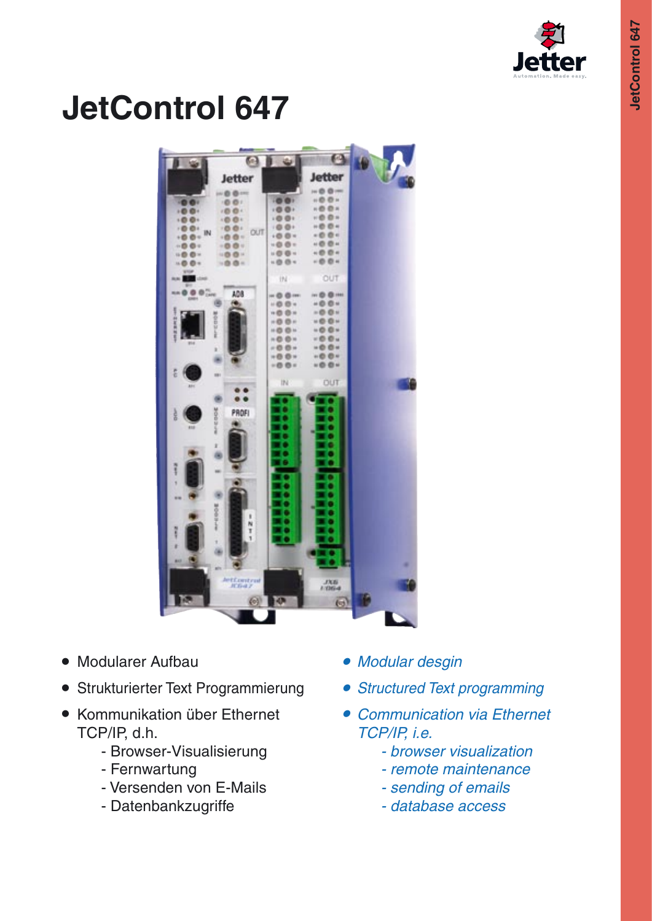# JetControl 647

- Modularer Aufbau
- Strukturierter Text Programmierung
- Kommunikation über Ethernet TCP/IP, d.h.
  - Browser-Visualisierung
  - Fernwartung
  - Versenden von E-Mails
  - Datenbankzugriffe

- *Modular desgin*
- *Structured Text programming*
- *Communication via Ethernet TCP/IP, i.e.*
  - *browser visualization*
  - *remote maintenance*
  - *sending of emails*
  - *database access*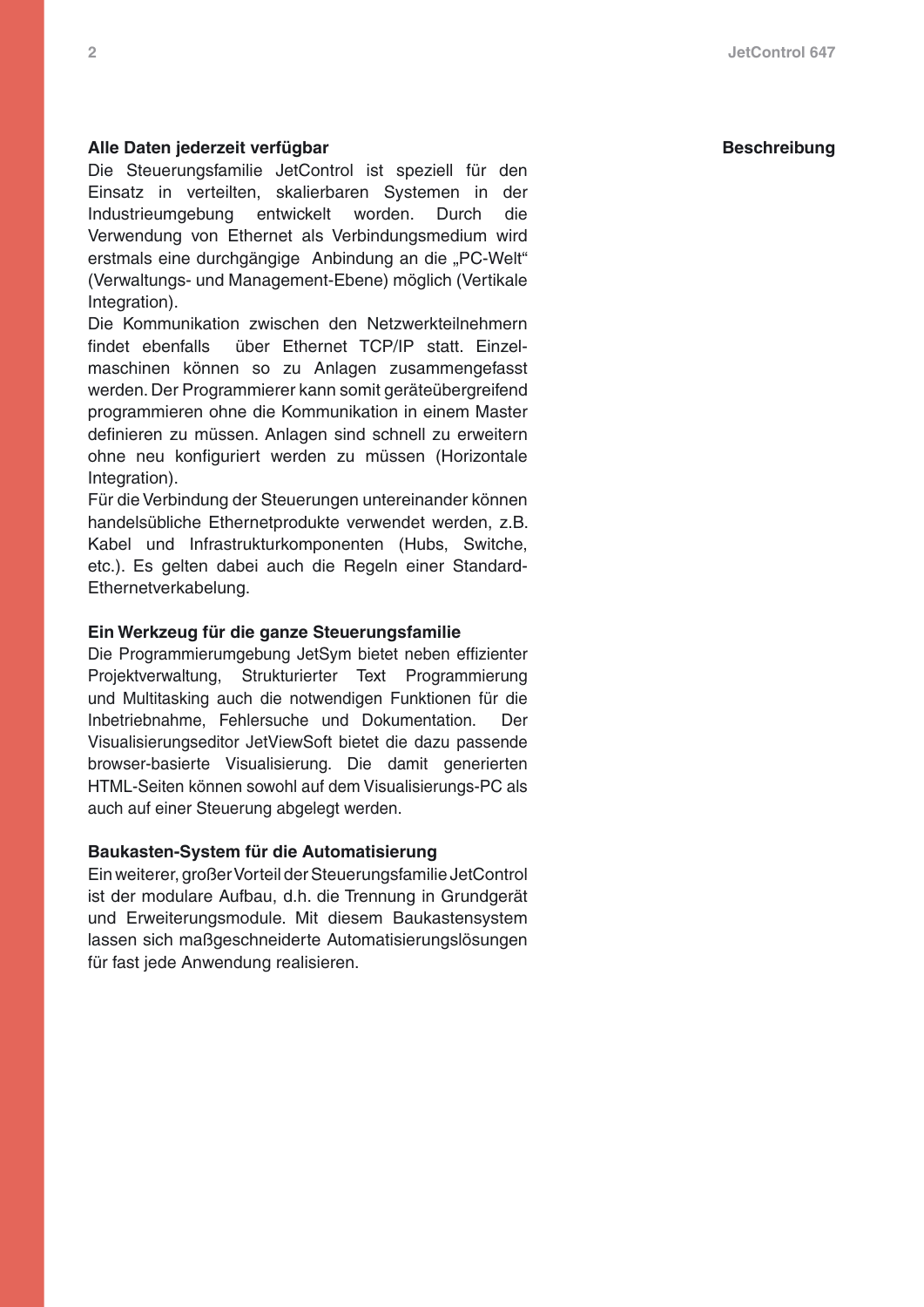## Beschreibung

### Alle Daten jederzeit verfügbar

Die Steuerungsfamilie JetControl ist speziell für den Einsatz in verteilten, skalierbaren Systemen in der Industrieumgebung entwickelt worden. Durch die Verwendung von Ethernet als Verbindungsmedium wird erstmals eine durchgängige Anbindung an die „PC-Welt" (Verwaltungs- und Management-Ebene) möglich (Vertikale Integration).

Die Kommunikation zwischen den Netzwerkteilnehmern findet ebenfalls über Ethernet TCP/IP statt. Einzelmaschinen können so zu Anlagen zusammengefasst werden. Der Programmierer kann somit geräteübergreifend programmieren ohne die Kommunikation in einem Master definieren zu müssen. Anlagen sind schnell zu erweitern ohne neu konfiguriert werden zu müssen (Horizontale Integration).

Für die Verbindung der Steuerungen untereinander können handelsübliche Ethernetprodukte verwendet werden, z.B. Kabel und Infrastrukturkomponenten (Hubs, Switche, etc.). Es gelten dabei auch die Regeln einer Standard-Ethernetverkabelung.

### Ein Werkzeug für die ganze Steuerungsfamilie

Die Programmierumgebung JetSym bietet neben effizienter Projektverwaltung, Strukturierter Text Programmierung und Multitasking auch die notwendigen Funktionen für die Inbetriebnahme, Fehlersuche und Dokumentation. Der Visualisierungseditor JetViewSoft bietet die dazu passende browser-basierte Visualisierung. Die damit generierten HTML-Seiten können sowohl auf dem Visualisierungs-PC als auch auf einer Steuerung abgelegt werden.

### Baukasten-System für die Automatisierung

Ein weiterer, großer Vorteil der Steuerungsfamilie JetControl ist der modulare Aufbau, d.h. die Trennung in Grundgerät und Erweiterungsmodule. Mit diesem Baukastensystem lassen sich maßgeschneiderte Automatisierungslösungen für fast jede Anwendung realisieren.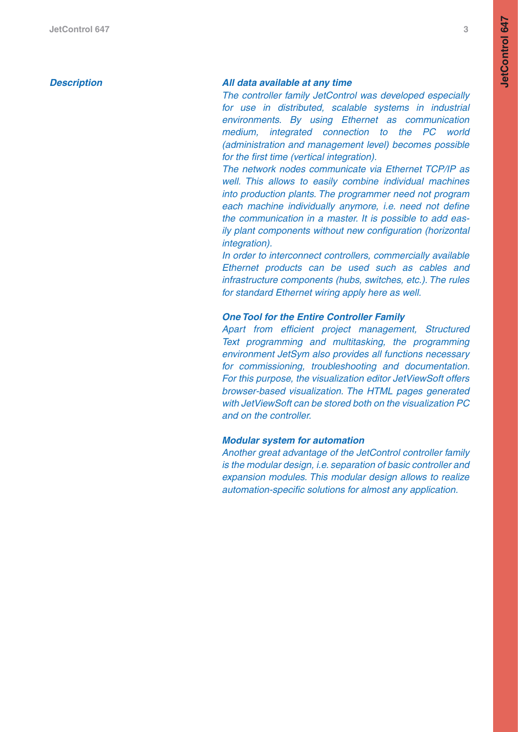## *Description*

### *All data available at any time*

*The controller family JetControl was developed especially for use in distributed, scalable systems in industrial environments. By using Ethernet as communication medium, integrated connection to the PC world (administration and management level) becomes possible for the first time (vertical integration).*

*The network nodes communicate via Ethernet TCP/IP as well. This allows to easily combine individual machines into production plants. The programmer need not program each machine individually anymore, i.e. need not define the communication in a master. It is possible to add easily plant components without new configuration (horizontal integration).*

*In order to interconnect controllers, commercially available Ethernet products can be used such as cables and infrastructure components (hubs, switches, etc.). The rules for standard Ethernet wiring apply here as well.*

### *One Tool for the Entire Controller Family*

*Apart from efficient project management, Structured Text programming and multitasking, the programming environment JetSym also provides all functions necessary for commissioning, troubleshooting and documentation. For this purpose, the visualization editor JetViewSoft offers browser-based visualization. The HTML pages generated with JetViewSoft can be stored both on the visualization PC and on the controller.*

### *Modular system for automation*

*Another great advantage of the JetControl controller family is the modular design, i.e. separation of basic controller and expansion modules. This modular design allows to realize automation-specific solutions for almost any application.*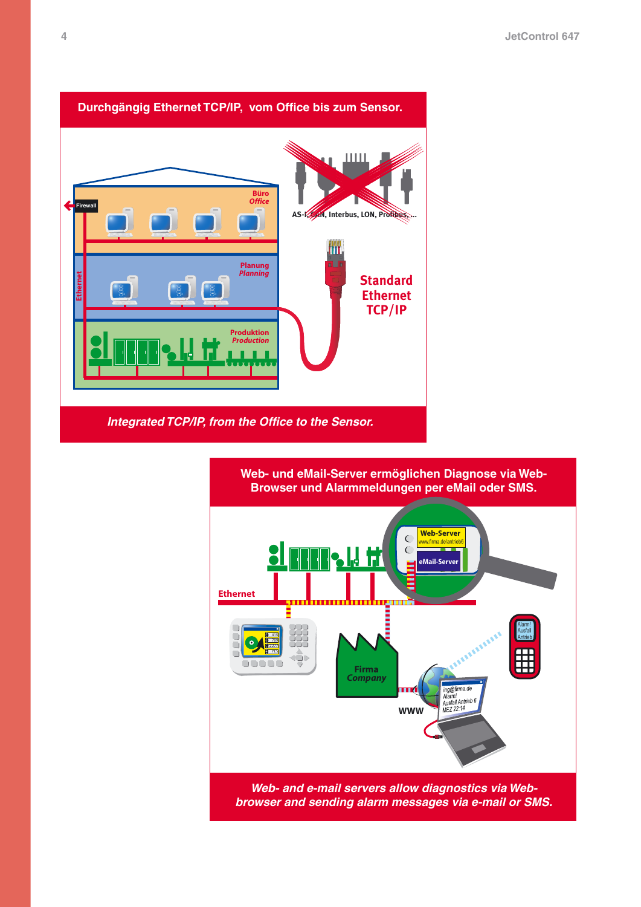**Durchgängig Ethernet TCP/IP, vom Office bis zum Sensor.**

Firewall

Büro
*Office*

Ethernet

Planung
*Planning*

Produktion
*Production*

AS-I, CAN, Interbus, LON, Profibus, ...

Standard Ethernet TCP/IP

*Integrated TCP/IP, from the Office to the Sensor.*

**Web- und eMail-Server ermöglichen Diagnose via Web-Browser und Alarmmeldungen per eMail oder SMS.**

Web-Server
www.firma.de/antrieb6

eMail-Server

Ethernet

Firma
*Company*

WWW

ing@firma.de
Alarm!
Ausfall Antrieb 6
MEZ 22:14

Alarm!
Ausfall
Antrieb

*Web- and e-mail servers allow diagnostics via Web-browser and sending alarm messages via e-mail or SMS.*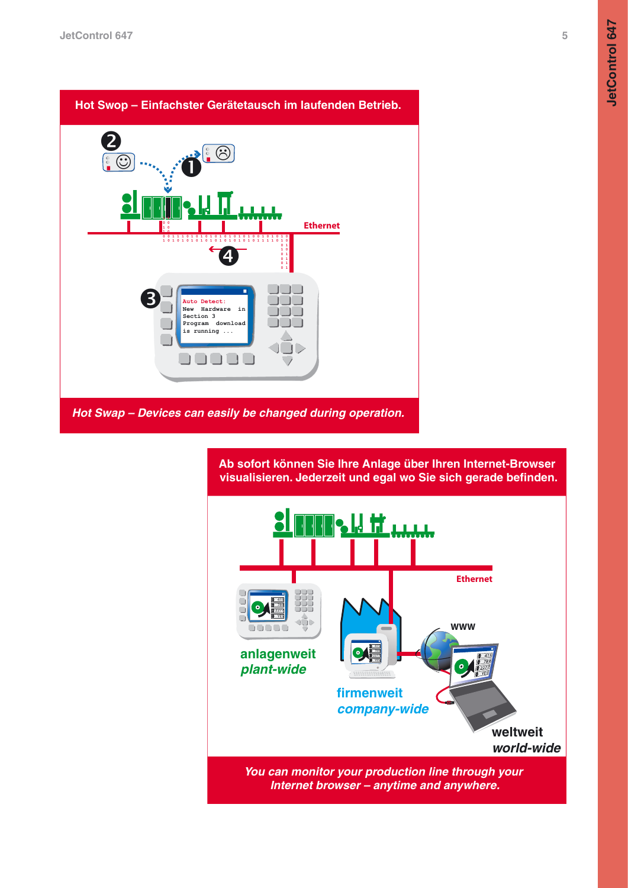## Hot Swop – Einfachster Gerätetausch im laufenden Betrieb.

Ethernet

Auto Detect:
New Hardware in
Section 3
Program download
is running ...

***Hot Swap – Devices can easily be changed during operation.***

## Ab sofort können Sie Ihre Anlage über Ihren Internet-Browser visualisieren. Jederzeit und egal wo Sie sich gerade befinden.

Ethernet

www

**anlagenweit**
***plant-wide***

**firmenweit**
***company-wide***

**weltweit**
***world-wide***

***You can monitor your production line through your Internet browser – anytime and anywhere.***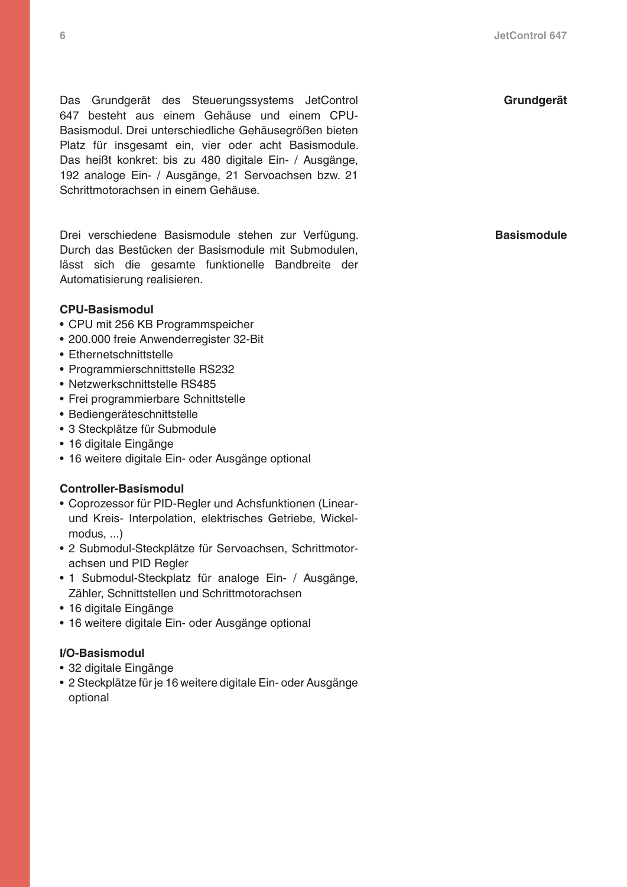## Grundgerät

Das Grundgerät des Steuerungssystems JetControl 647 besteht aus einem Gehäuse und einem CPU-Basismodul. Drei unterschiedliche Gehäusegrößen bieten Platz für insgesamt ein, vier oder acht Basismodule. Das heißt konkret: bis zu 480 digitale Ein- / Ausgänge, 192 analoge Ein- / Ausgänge, 21 Servoachsen bzw. 21 Schrittmotorachsen in einem Gehäuse.

## Basismodule

Drei verschiedene Basismodule stehen zur Verfügung. Durch das Bestücken der Basismodule mit Submodulen, lässt sich die gesamte funktionelle Bandbreite der Automatisierung realisieren.

**CPU-Basismodul**

- CPU mit 256 KB Programmspeicher
- 200.000 freie Anwenderregister 32-Bit
- Ethernetschnittstelle
- Programmierschnittstelle RS232
- Netzwerkschnittstelle RS485
- Frei programmierbare Schnittstelle
- Bediengeräteschnittstelle
- 3 Steckplätze für Submodule
- 16 digitale Eingänge
- 16 weitere digitale Ein- oder Ausgänge optional

**Controller-Basismodul**

- Coprozessor für PID-Regler und Achsfunktionen (Linear- und Kreis- Interpolation, elektrisches Getriebe, Wickelmodus, ...)
- 2 Submodul-Steckplätze für Servoachsen, Schrittmotorachsen und PID Regler
- 1 Submodul-Steckplatz für analoge Ein- / Ausgänge, Zähler, Schnittstellen und Schrittmotorachsen
- 16 digitale Eingänge
- 16 weitere digitale Ein- oder Ausgänge optional

**I/O-Basismodul**

- 32 digitale Eingänge
- 2 Steckplätze für je 16 weitere digitale Ein- oder Ausgänge optional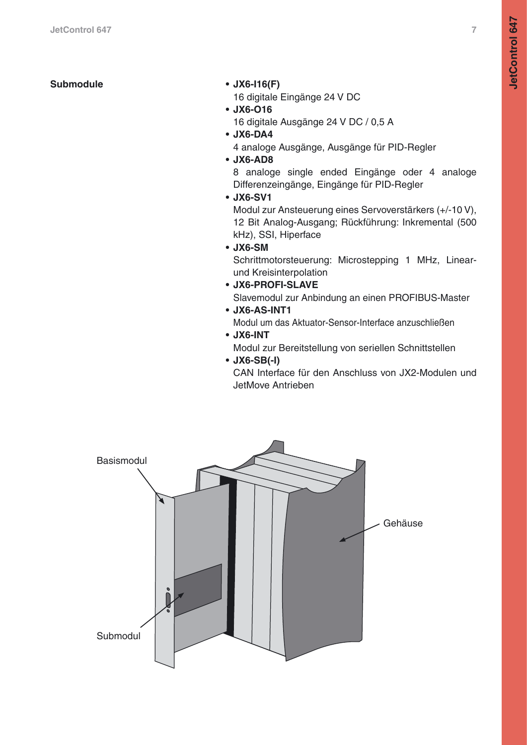**Submodule**

- **JX6-I16(F)**
  16 digitale Eingänge 24 V DC
- **JX6-O16**
  16 digitale Ausgänge 24 V DC / 0,5 A
- **JX6-DA4**
  4 analoge Ausgänge, Ausgänge für PID-Regler
- **JX6-AD8**
  8 analoge single ended Eingänge oder 4 analoge Differenzeingänge, Eingänge für PID-Regler
- **JX6-SV1**
  Modul zur Ansteuerung eines Servoverstärkers (+/-10 V), 12 Bit Analog-Ausgang; Rückführung: Inkremental (500 kHz), SSI, Hiperface
- **JX6-SM**
  Schrittmotorsteuerung: Microstepping 1 MHz, Linear- und Kreisinterpolation
- **JX6-PROFI-SLAVE**
  Slavemodul zur Anbindung an einen PROFIBUS-Master
- **JX6-AS-INT1**
  Modul um das Aktuator-Sensor-Interface anzuschließen
- **JX6-INT**
  Modul zur Bereitstellung von seriellen Schnittstellen
- **JX6-SB(-I)**
  CAN Interface für den Anschluss von JX2-Modulen und JetMove Antrieben

Basismodul

Gehäuse

Submodul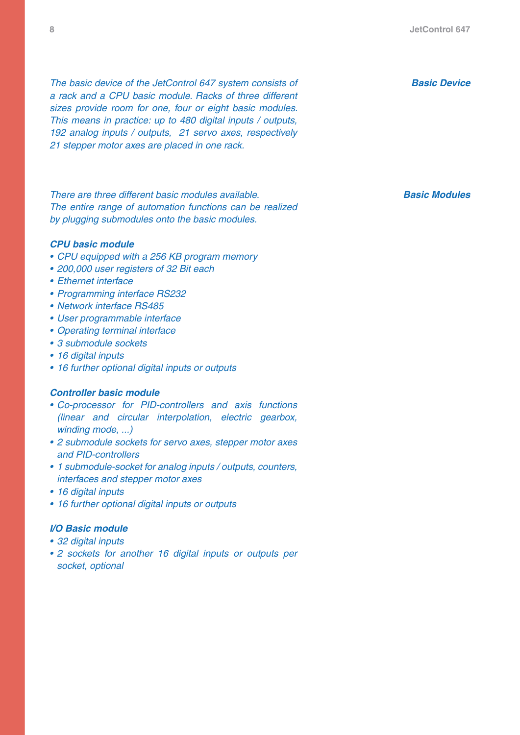## Basic Device

*The basic device of the JetControl 647 system consists of a rack and a CPU basic module. Racks of three different sizes provide room for one, four or eight basic modules. This means in practice: up to 480 digital inputs / outputs, 192 analog inputs / outputs, 21 servo axes, respectively 21 stepper motor axes are placed in one rack.*

## Basic Modules

*There are three different basic modules available. The entire range of automation functions can be realized by plugging submodules onto the basic modules.*

### CPU basic module

- *CPU equipped with a 256 KB program memory*
- *200,000 user registers of 32 Bit each*
- *Ethernet interface*
- *Programming interface RS232*
- *Network interface RS485*
- *User programmable interface*
- *Operating terminal interface*
- *3 submodule sockets*
- *16 digital inputs*
- *16 further optional digital inputs or outputs*

### Controller basic module

- *Co-processor for PID-controllers and axis functions (linear and circular interpolation, electric gearbox, winding mode, ...)*
- *2 submodule sockets for servo axes, stepper motor axes and PID-controllers*
- *1 submodule-socket for analog inputs / outputs, counters, interfaces and stepper motor axes*
- *16 digital inputs*
- *16 further optional digital inputs or outputs*

### I/O Basic module

- *32 digital inputs*
- *2 sockets for another 16 digital inputs or outputs per socket, optional*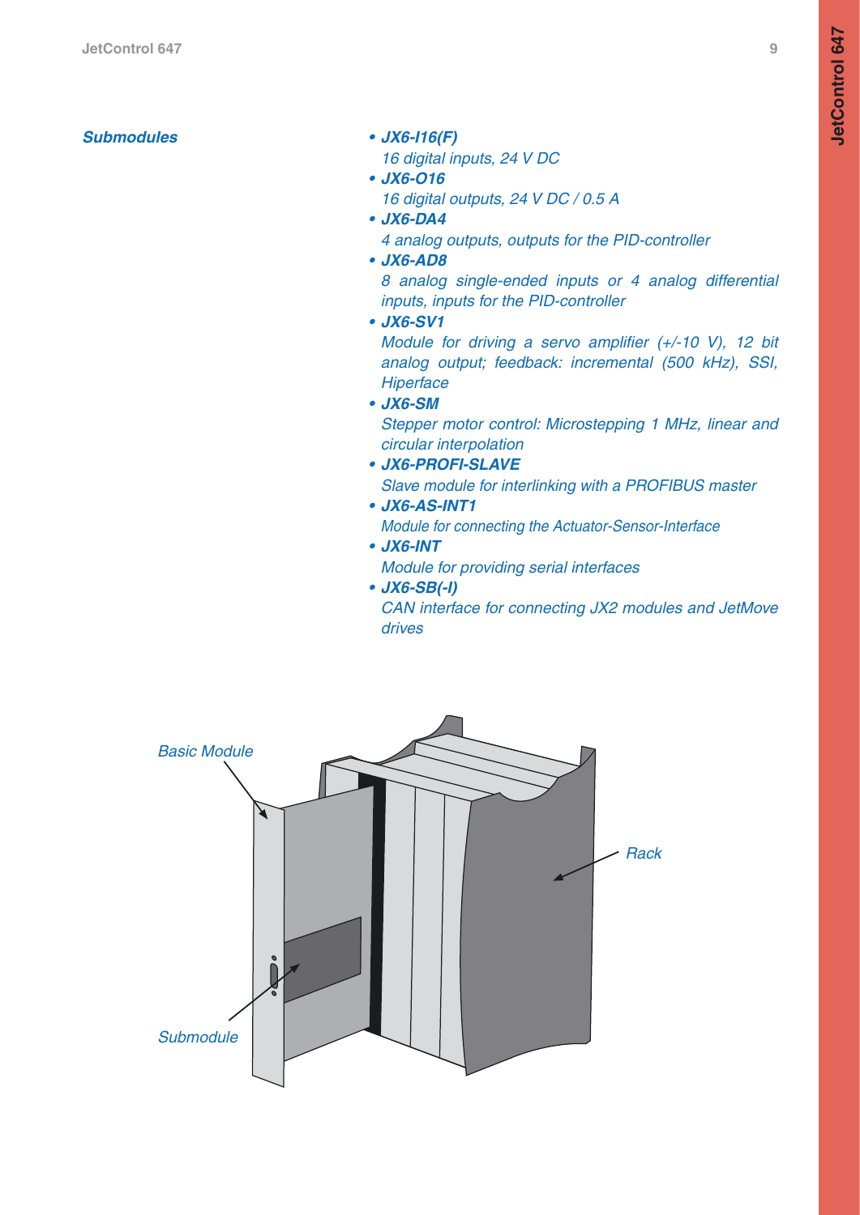***Submodules***

- ***JX6-I16(F)***
  *16 digital inputs, 24 V DC*
- ***JX6-O16***
  *16 digital outputs, 24 V DC / 0.5 A*
- ***JX6-DA4***
  *4 analog outputs, outputs for the PID-controller*
- ***JX6-AD8***
  *8 analog single-ended inputs or 4 analog differential inputs, inputs for the PID-controller*
- ***JX6-SV1***
  *Module for driving a servo amplifier (+/-10 V), 12 bit analog output; feedback: incremental (500 kHz), SSI, Hiperface*
- ***JX6-SM***
  *Stepper motor control: Microstepping 1 MHz, linear and circular interpolation*
- ***JX6-PROFI-SLAVE***
  *Slave module for interlinking with a PROFIBUS master*
- ***JX6-AS-INT1***
  *Module for connecting the Actuator-Sensor-Interface*
- ***JX6-INT***
  *Module for providing serial interfaces*
- ***JX6-SB(-I)***
  *CAN interface for connecting JX2 modules and JetMove drives*

*Basic Module*

*Rack*

*Submodule*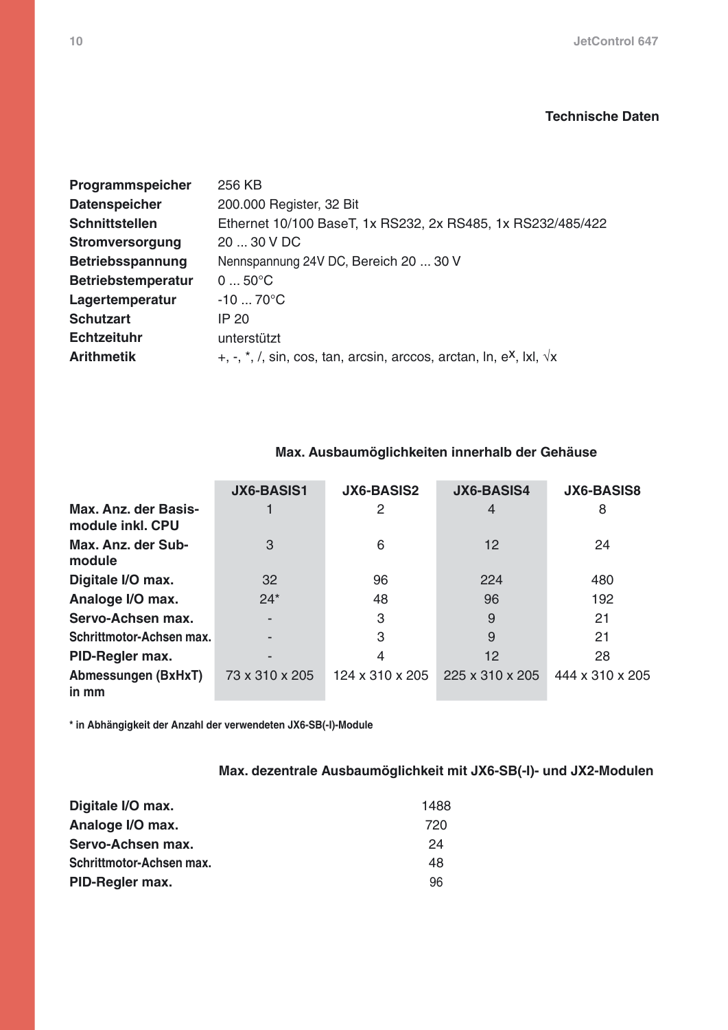## Technische Daten

| | |
|---|---|
| **Programmspeicher** | 256 KB |
| **Datenspeicher** | 200.000 Register, 32 Bit |
| **Schnittstellen** | Ethernet 10/100 BaseT, 1x RS232, 2x RS485, 1x RS232/485/422 |
| **Stromversorgung** | 20 ... 30 V DC |
| **Betriebsspannung** | Nennspannung 24V DC, Bereich 20 ... 30 V |
| **Betriebstemperatur** | 0 ... 50°C |
| **Lagertemperatur** | -10 ... 70°C |
| **Schutzart** | IP 20 |
| **Echtzeituhr** | unterstützt |
| **Arithmetik** | +, -, *, /, sin, cos, tan, arcsin, arccos, arctan, ln, $e^x$, lxl, √x |

### Max. Ausbaumöglichkeiten innerhalb der Gehäuse

| | JX6-BASIS1 | JX6-BASIS2 | JX6-BASIS4 | JX6-BASIS8 |
|---|---|---|---|---|
| **Max. Anz. der Basis-module inkl. CPU** | 1 | 2 | 4 | 8 |
| **Max. Anz. der Sub-module** | 3 | 6 | 12 | 24 |
| **Digitale I/O max.** | 32 | 96 | 224 | 480 |
| **Analoge I/O max.** | 24* | 48 | 96 | 192 |
| **Servo-Achsen max.** | - | 3 | 9 | 21 |
| **Schrittmotor-Achsen max.** | - | 3 | 9 | 21 |
| **PID-Regler max.** | - | 4 | 12 | 28 |
| **Abmessungen (BxHxT) in mm** | 73 x 310 x 205 | 124 x 310 x 205 | 225 x 310 x 205 | 444 x 310 x 205 |

**\* in Abhängigkeit der Anzahl der verwendeten JX6-SB(-I)-Module**

### Max. dezentrale Ausbaumöglichkeit mit JX6-SB(-I)- und JX2-Modulen

| | |
|---|---|
| **Digitale I/O max.** | 1488 |
| **Analoge I/O max.** | 720 |
| **Servo-Achsen max.** | 24 |
| **Schrittmotor-Achsen max.** | 48 |
| **PID-Regler max.** | 96 |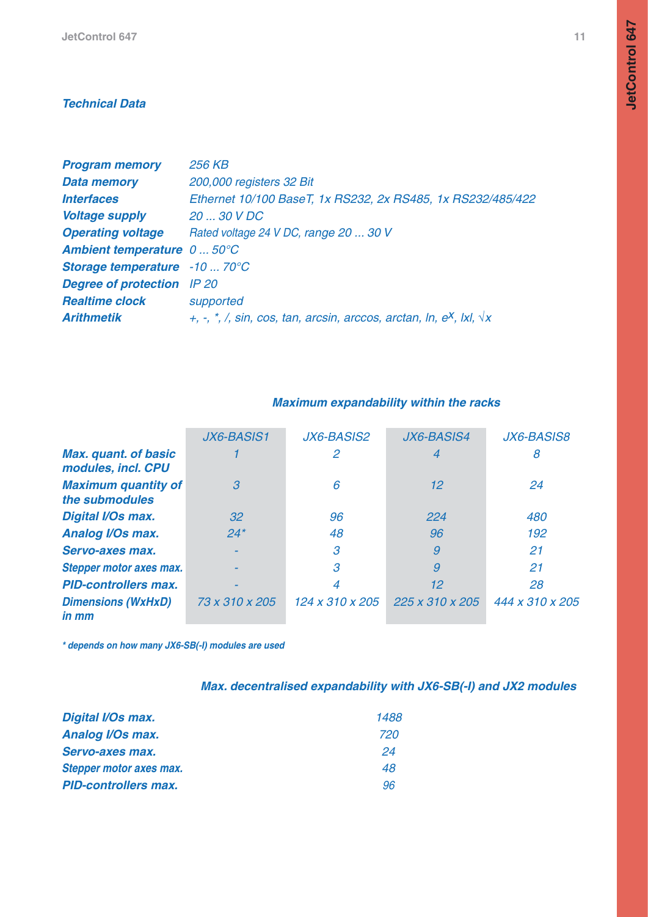## *Technical Data*

| | |
|---|---|
| ***Program memory*** | *256 KB* |
| ***Data memory*** | *200,000 registers 32 Bit* |
| ***Interfaces*** | *Ethernet 10/100 BaseT, 1x RS232, 2x RS485, 1x RS232/485/422* |
| ***Voltage supply*** | *20 ... 30 V DC* |
| ***Operating voltage*** | *Rated voltage 24 V DC, range 20 ... 30 V* |
| ***Ambient temperature*** | *0 ... 50°C* |
| ***Storage temperature*** | *-10 ... 70°C* |
| ***Degree of protection*** | *IP 20* |
| ***Realtime clock*** | *supported* |
| ***Arithmetik*** | *+, -, *, /, sin, cos, tan, arcsin, arccos, arctan, ln, $e^x$, \|x\|, $\sqrt{x}$* |

### *Maximum expandability within the racks*

| | *JX6-BASIS1* | *JX6-BASIS2* | *JX6-BASIS4* | *JX6-BASIS8* |
|---|---|---|---|---|
| ***Max. quant. of basic modules, incl. CPU*** | *1* | *2* | *4* | *8* |
| ***Maximum quantity of the submodules*** | *3* | *6* | *12* | *24* |
| ***Digital I/Os max.*** | *32* | *96* | *224* | *480* |
| ***Analog I/Os max.*** | *24** | *48* | *96* | *192* |
| ***Servo-axes max.*** | *-* | *3* | *9* | *21* |
| ***Stepper motor axes max.*** | *-* | *3* | *9* | *21* |
| ***PID-controllers max.*** | *-* | *4* | *12* | *28* |
| ***Dimensions (WxHxD) in mm*** | *73 x 310 x 205* | *124 x 310 x 205* | *225 x 310 x 205* | *444 x 310 x 205* |

***** depends on how many JX6-SB(-I) modules are used***

### *Max. decentralised expandability with JX6-SB(-I) and JX2 modules*

| | |
|---|---|
| ***Digital I/Os max.*** | *1488* |
| ***Analog I/Os max.*** | *720* |
| ***Servo-axes max.*** | *24* |
| ***Stepper motor axes max.*** | *48* |
| ***PID-controllers max.*** | *96* |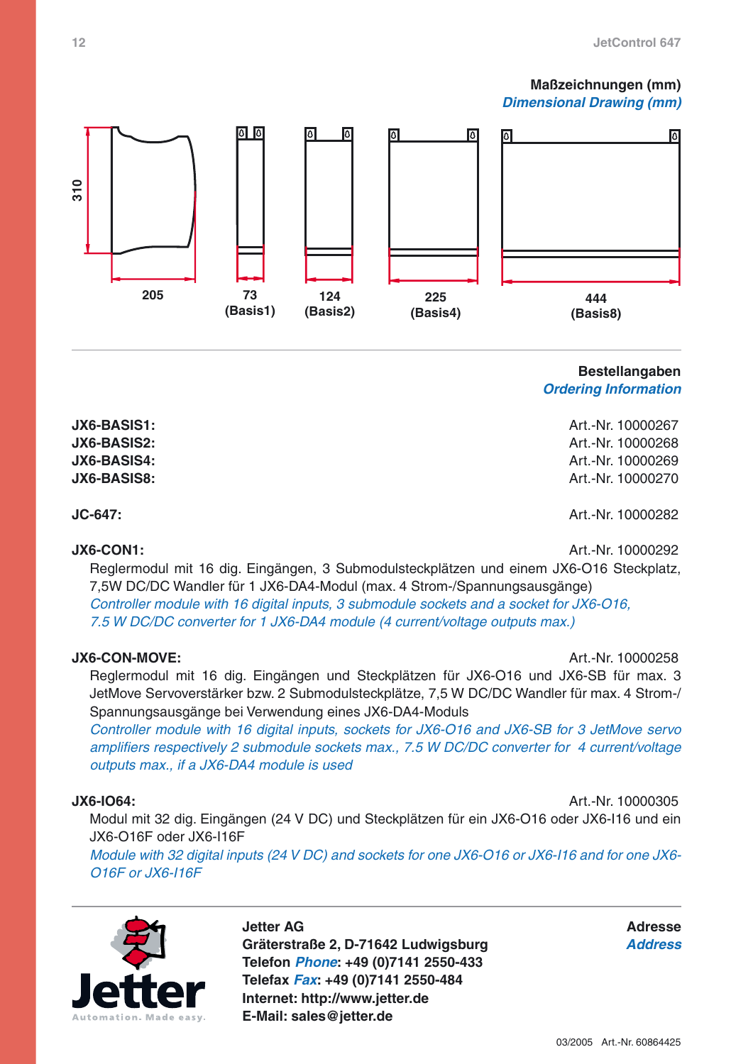**Maßzeichnungen (mm)**
*Dimensional Drawing (mm)*

310

205

73
(Basis1)

124
(Basis2)

225
(Basis4)

444
(Basis8)

**Bestellangaben**
*Ordering Information*

**JX6-BASIS1:** Art.-Nr. 10000267
**JX6-BASIS2:** Art.-Nr. 10000268
**JX6-BASIS4:** Art.-Nr. 10000269
**JX6-BASIS8:** Art.-Nr. 10000270

**JC-647:** Art.-Nr. 10000282

**JX6-CON1:** Art.-Nr. 10000292

Reglermodul mit 16 dig. Eingängen, 3 Submodulsteckplätzen und einem JX6-O16 Steckplatz, 7,5W DC/DC Wandler für 1 JX6-DA4-Modul (max. 4 Strom-/Spannungsausgänge)
*Controller module with 16 digital inputs, 3 submodule sockets and a socket for JX6-O16, 7.5 W DC/DC converter for 1 JX6-DA4 module (4 current/voltage outputs max.)*

**JX6-CON-MOVE:** Art.-Nr. 10000258

Reglermodul mit 16 dig. Eingängen und Steckplätzen für JX6-O16 und JX6-SB für max. 3 JetMove Servoverstärker bzw. 2 Submodulsteckplätze, 7,5 W DC/DC Wandler für max. 4 Strom-/ Spannungsausgänge bei Verwendung eines JX6-DA4-Moduls
*Controller module with 16 digital inputs, sockets for JX6-O16 and JX6-SB for 3 JetMove servo amplifiers respectively 2 submodule sockets max., 7.5 W DC/DC converter for 4 current/voltage outputs max., if a JX6-DA4 module is used*

**JX6-IO64:** Art.-Nr. 10000305

Modul mit 32 dig. Eingängen (24 V DC) und Steckplätzen für ein JX6-O16 oder JX6-I16 und ein JX6-O16F oder JX6-I16F
*Module with 32 digital inputs (24 V DC) and sockets for one JX6-O16 or JX6-I16 and for one JX6-O16F or JX6-I16F*

Jetter
Automation. Made easy.

**Jetter AG**
**Gräterstraße 2, D-71642 Ludwigsburg**
**Telefon *Phone*: +49 (0)7141 2550-433**
**Telefax *Fax*: +49 (0)7141 2550-484**
**Internet: http://www.jetter.de**
**E-Mail: sales@jetter.de**

**Adresse**
***Address***

03/2005 Art.-Nr. 60864425